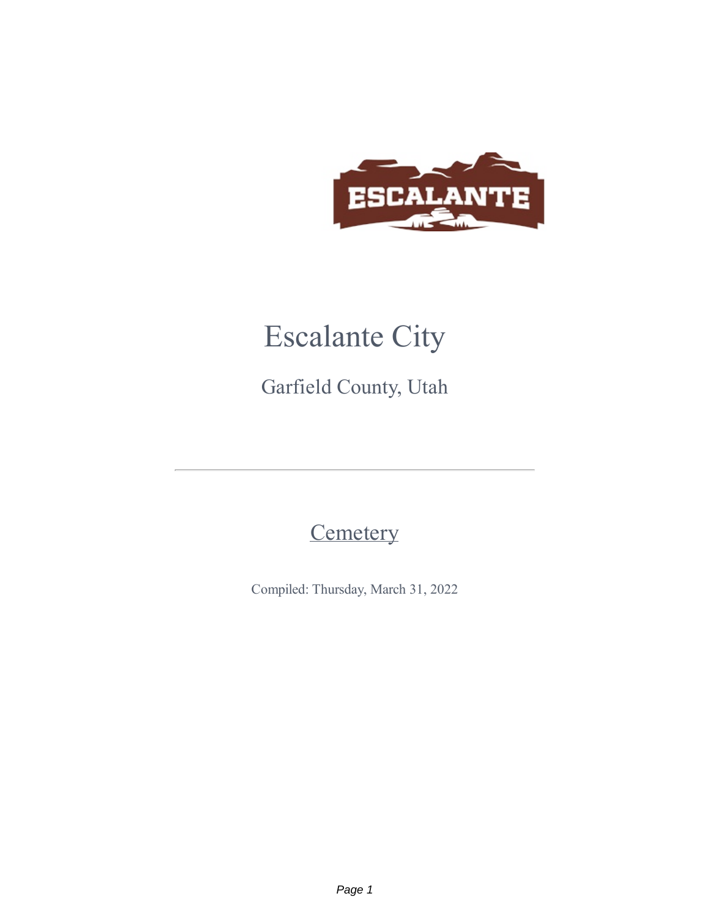# Escalante City

## Garfield County, Utah

---

## Cemetery

Compiled: Thursday, March 31, 2022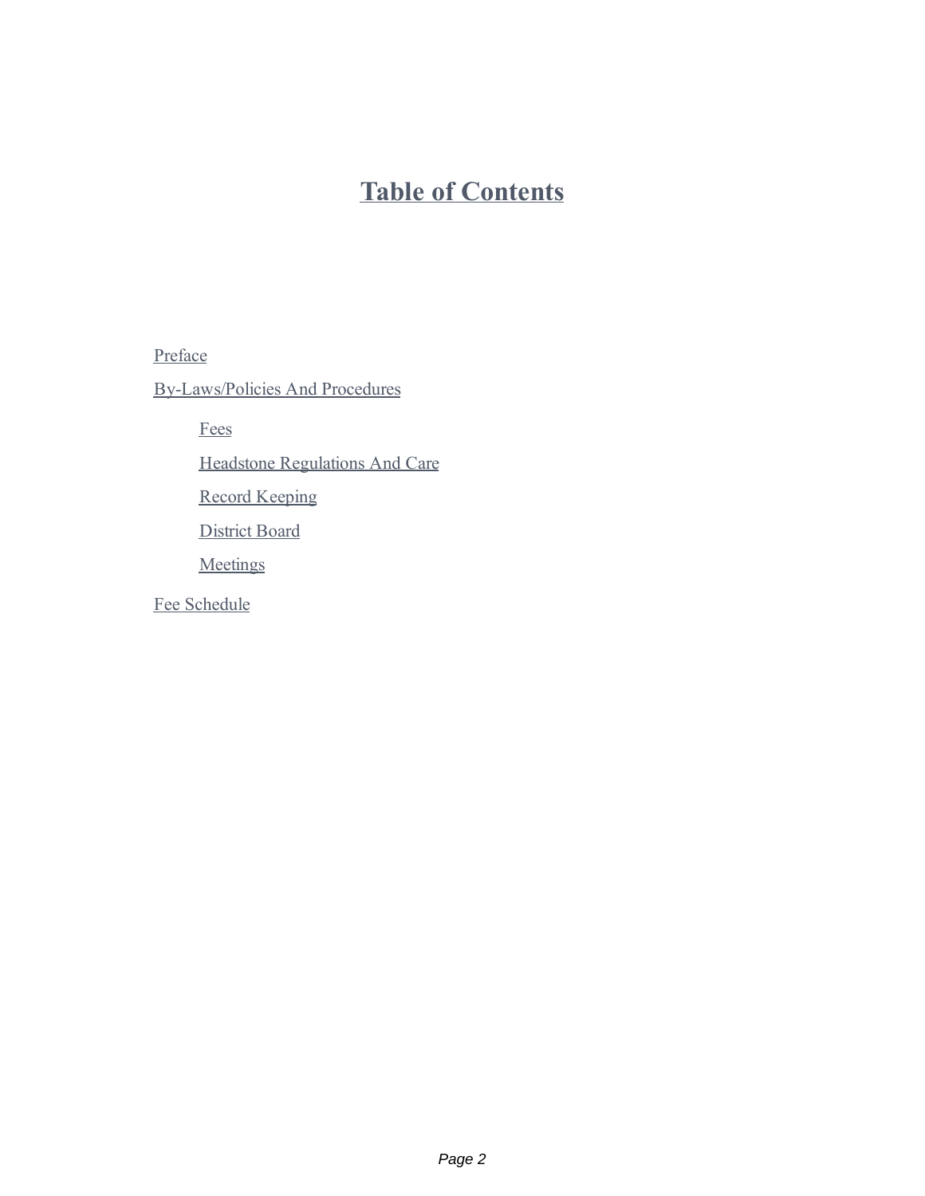# Table of Contents

- Preface
- By-Laws/Policies And Procedures
  - Fees
  - Headstone Regulations And Care
  - Record Keeping
  - District Board
  - Meetings
- Fee Schedule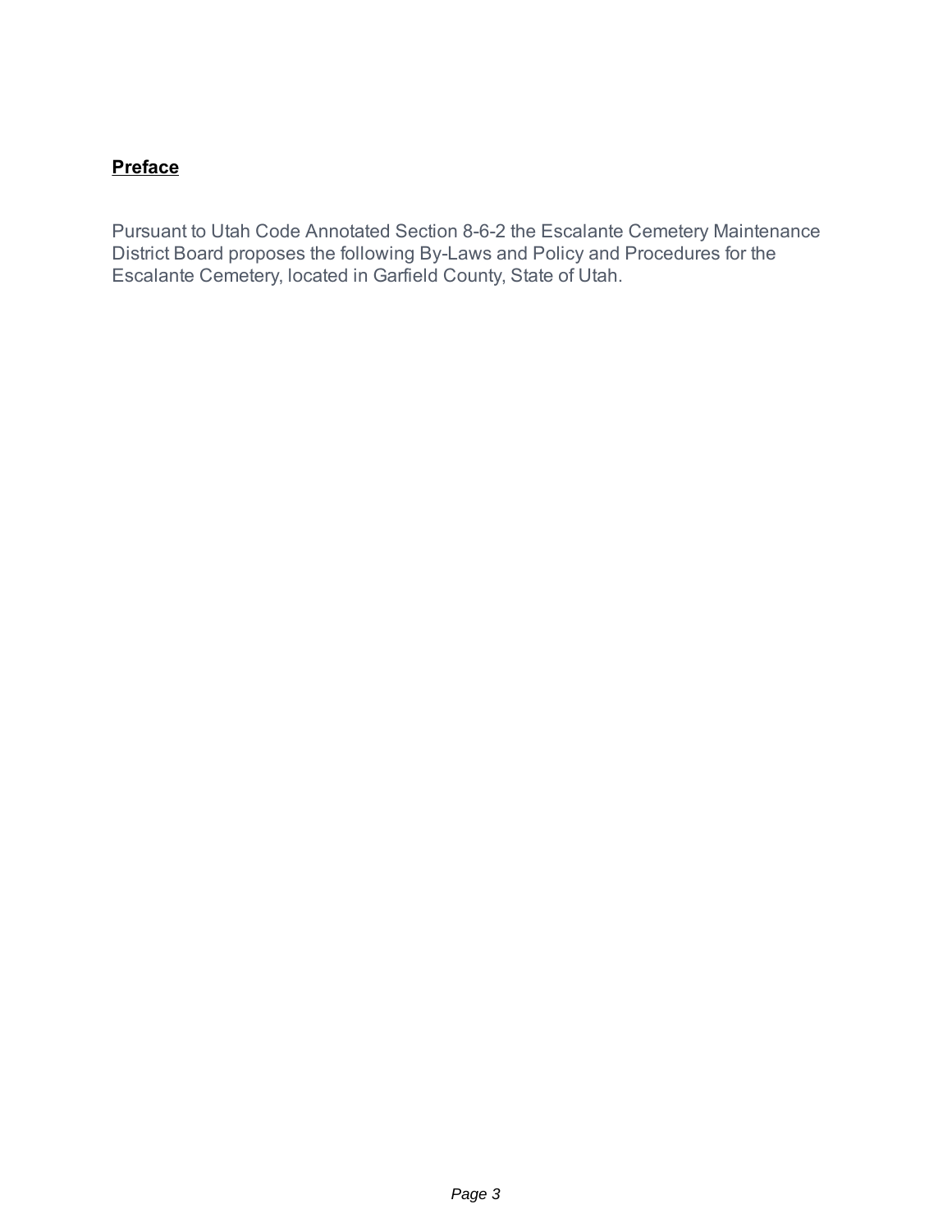## **Preface**

Pursuant to Utah Code Annotated Section 8-6-2 the Escalante Cemetery Maintenance District Board proposes the following By-Laws and Policy and Procedures for the Escalante Cemetery, located in Garfield County, State of Utah.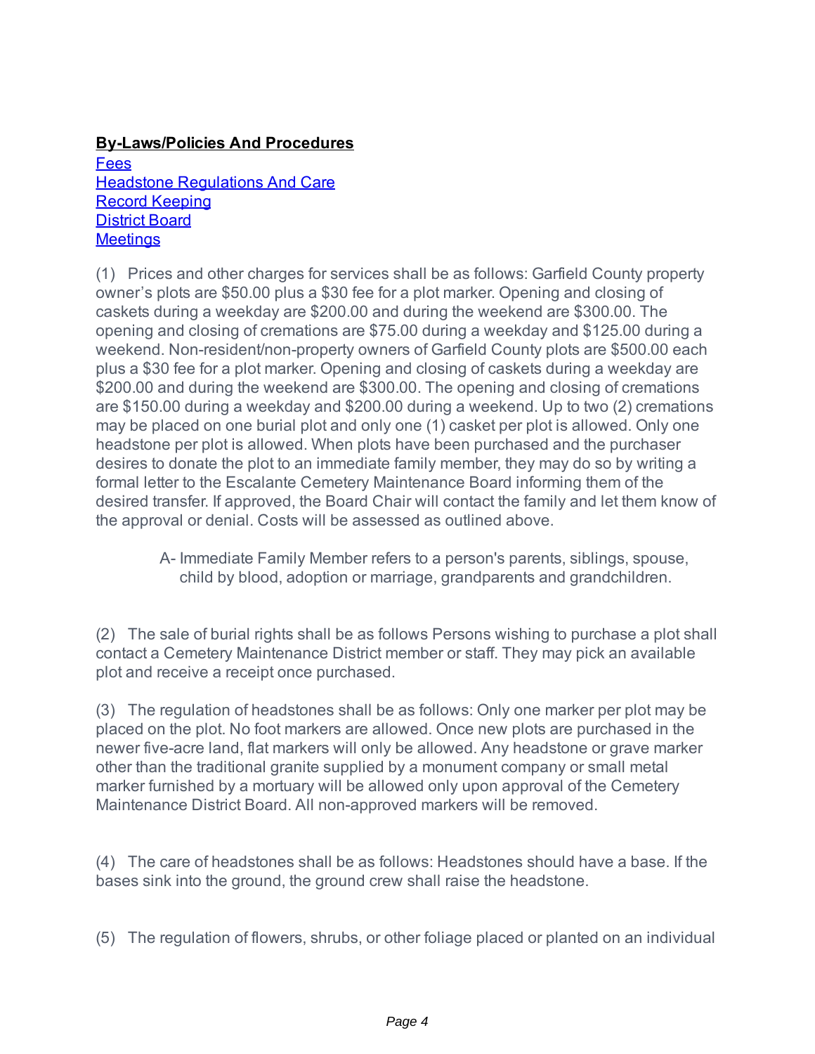**By-Laws/Policies And Procedures**

[Fees](#)
[Headstone Regulations And Care](#)
[Record Keeping](#)
[District Board](#)
[Meetings](#)

(1) Prices and other charges for services shall be as follows: Garfield County property owner's plots are $50.00 plus a $30 fee for a plot marker. Opening and closing of caskets during a weekday are $200.00 and during the weekend are $300.00. The opening and closing of cremations are $75.00 during a weekday and $125.00 during a weekend. Non-resident/non-property owners of Garfield County plots are $500.00 each plus a $30 fee for a plot marker. Opening and closing of caskets during a weekday are $200.00 and during the weekend are $300.00. The opening and closing of cremations are $150.00 during a weekday and $200.00 during a weekend. Up to two (2) cremations may be placed on one burial plot and only one (1) casket per plot is allowed. Only one headstone per plot is allowed. When plots have been purchased and the purchaser desires to donate the plot to an immediate family member, they may do so by writing a formal letter to the Escalante Cemetery Maintenance Board informing them of the desired transfer. If approved, the Board Chair will contact the family and let them know of the approval or denial. Costs will be assessed as outlined above.

> A- Immediate Family Member refers to a person's parents, siblings, spouse, child by blood, adoption or marriage, grandparents and grandchildren.

(2) The sale of burial rights shall be as follows Persons wishing to purchase a plot shall contact a Cemetery Maintenance District member or staff. They may pick an available plot and receive a receipt once purchased.

(3) The regulation of headstones shall be as follows: Only one marker per plot may be placed on the plot. No foot markers are allowed. Once new plots are purchased in the newer five-acre land, flat markers will only be allowed. Any headstone or grave marker other than the traditional granite supplied by a monument company or small metal marker furnished by a mortuary will be allowed only upon approval of the Cemetery Maintenance District Board. All non-approved markers will be removed.

(4) The care of headstones shall be as follows: Headstones should have a base. If the bases sink into the ground, the ground crew shall raise the headstone.

(5) The regulation of flowers, shrubs, or other foliage placed or planted on an individual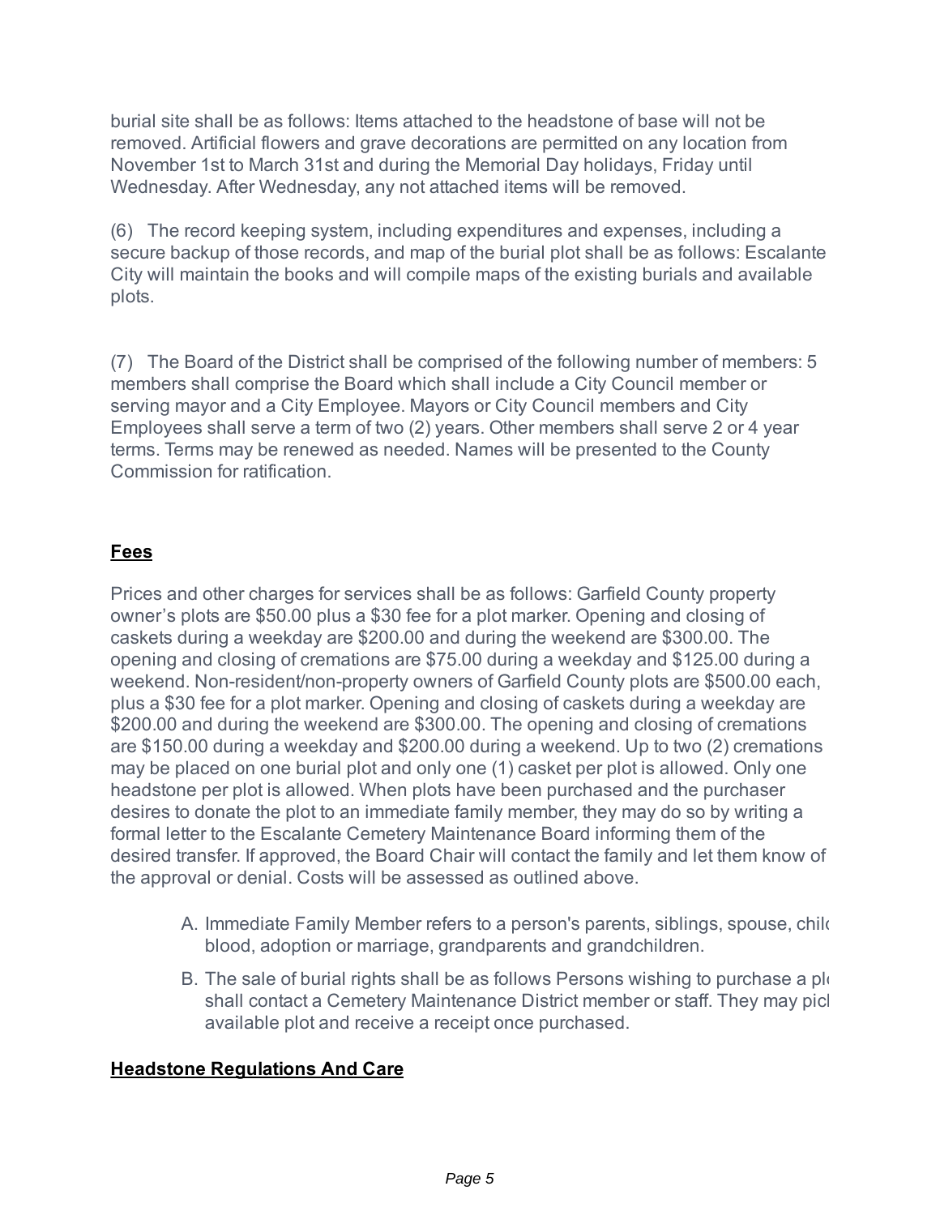burial site shall be as follows: Items attached to the headstone of base will not be removed. Artificial flowers and grave decorations are permitted on any location from November 1st to March 31st and during the Memorial Day holidays, Friday until Wednesday. After Wednesday, any not attached items will be removed.

(6) The record keeping system, including expenditures and expenses, including a secure backup of those records, and map of the burial plot shall be as follows: Escalante City will maintain the books and will compile maps of the existing burials and available plots.

(7) The Board of the District shall be comprised of the following number of members: 5 members shall comprise the Board which shall include a City Council member or serving mayor and a City Employee. Mayors or City Council members and City Employees shall serve a term of two (2) years. Other members shall serve 2 or 4 year terms. Terms may be renewed as needed. Names will be presented to the County Commission for ratification.

## Fees

Prices and other charges for services shall be as follows: Garfield County property owner's plots are $50.00 plus a $30 fee for a plot marker. Opening and closing of caskets during a weekday are $200.00 and during the weekend are $300.00. The opening and closing of cremations are $75.00 during a weekday and $125.00 during a weekend. Non-resident/non-property owners of Garfield County plots are $500.00 each, plus a $30 fee for a plot marker. Opening and closing of caskets during a weekday are $200.00 and during the weekend are $300.00. The opening and closing of cremations are $150.00 during a weekday and $200.00 during a weekend. Up to two (2) cremations may be placed on one burial plot and only one (1) casket per plot is allowed. Only one headstone per plot is allowed. When plots have been purchased and the purchaser desires to donate the plot to an immediate family member, they may do so by writing a formal letter to the Escalante Cemetery Maintenance Board informing them of the desired transfer. If approved, the Board Chair will contact the family and let them know of the approval or denial. Costs will be assessed as outlined above.

A. Immediate Family Member refers to a person's parents, siblings, spouse, child blood, adoption or marriage, grandparents and grandchildren.

B. The sale of burial rights shall be as follows Persons wishing to purchase a plo shall contact a Cemetery Maintenance District member or staff. They may pick available plot and receive a receipt once purchased.

## Headstone Regulations And Care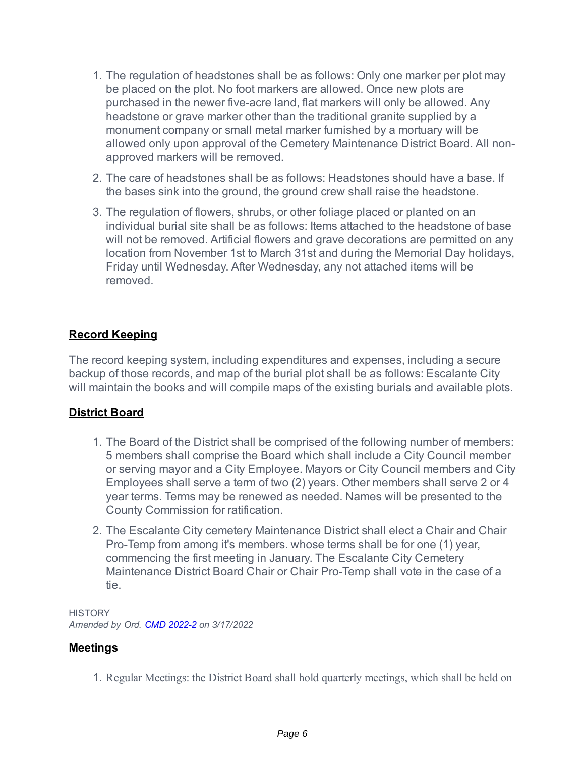1. The regulation of headstones shall be as follows: Only one marker per plot may be placed on the plot. No foot markers are allowed. Once new plots are purchased in the newer five-acre land, flat markers will only be allowed. Any headstone or grave marker other than the traditional granite supplied by a monument company or small metal marker furnished by a mortuary will be allowed only upon approval of the Cemetery Maintenance District Board. All non-approved markers will be removed.
2. The care of headstones shall be as follows: Headstones should have a base. If the bases sink into the ground, the ground crew shall raise the headstone.
3. The regulation of flowers, shrubs, or other foliage placed or planted on an individual burial site shall be as follows: Items attached to the headstone of base will not be removed. Artificial flowers and grave decorations are permitted on any location from November 1st to March 31st and during the Memorial Day holidays, Friday until Wednesday. After Wednesday, any not attached items will be removed.

## Record Keeping

The record keeping system, including expenditures and expenses, including a secure backup of those records, and map of the burial plot shall be as follows: Escalante City will maintain the books and will compile maps of the existing burials and available plots.

## District Board

1. The Board of the District shall be comprised of the following number of members: 5 members shall comprise the Board which shall include a City Council member or serving mayor and a City Employee. Mayors or City Council members and City Employees shall serve a term of two (2) years. Other members shall serve 2 or 4 year terms. Terms may be renewed as needed. Names will be presented to the County Commission for ratification.
2. The Escalante City cemetery Maintenance District shall elect a Chair and Chair Pro-Temp from among it's members. whose terms shall be for one (1) year, commencing the first meeting in January. The Escalante City Cemetery Maintenance District Board Chair or Chair Pro-Temp shall vote in the case of a tie.

HISTORY
*Amended by Ord. CMD 2022-2 on 3/17/2022*

## Meetings

1. Regular Meetings: the District Board shall hold quarterly meetings, which shall be held on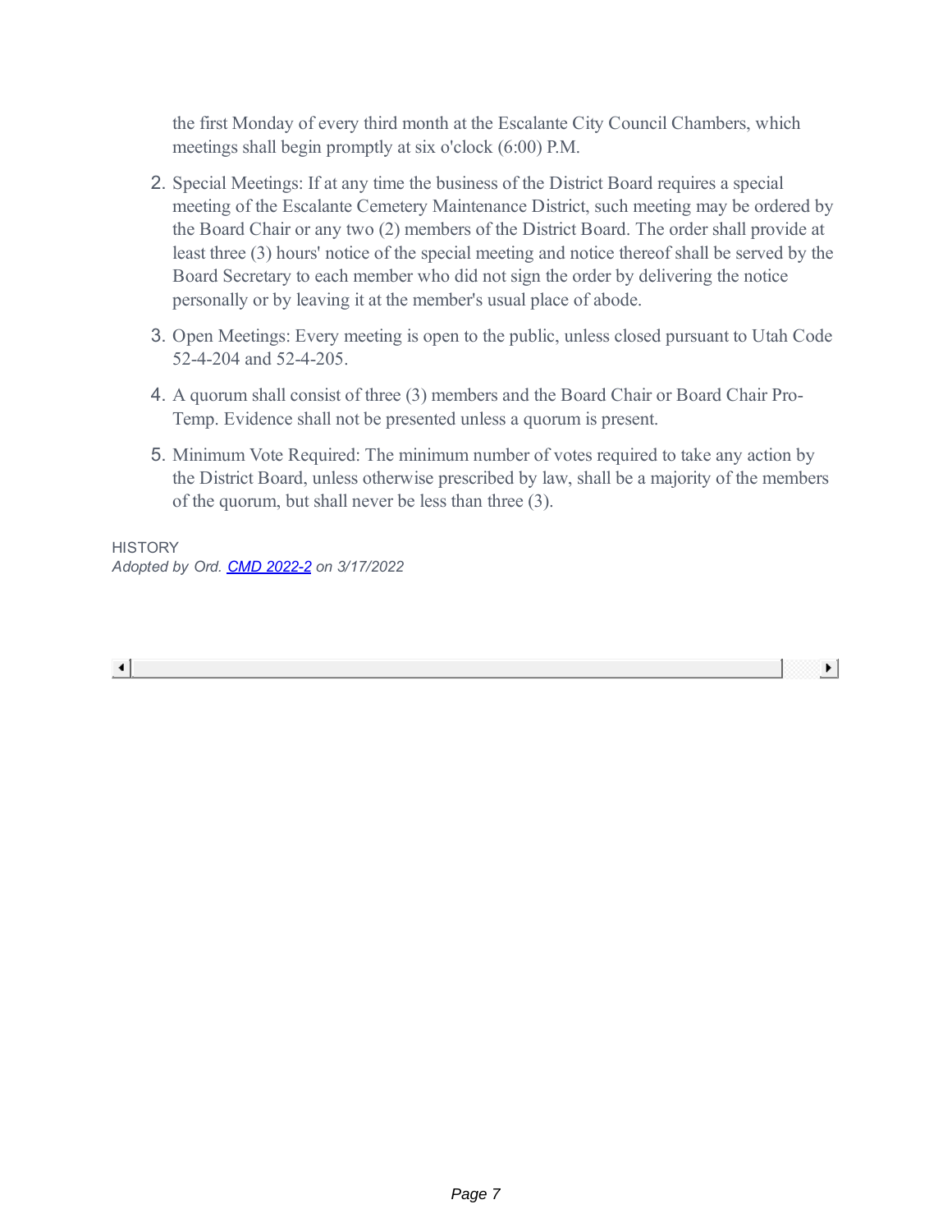the first Monday of every third month at the Escalante City Council Chambers, which meetings shall begin promptly at six o'clock (6:00) P.M.

2. Special Meetings: If at any time the business of the District Board requires a special meeting of the Escalante Cemetery Maintenance District, such meeting may be ordered by the Board Chair or any two (2) members of the District Board. The order shall provide at least three (3) hours' notice of the special meeting and notice thereof shall be served by the Board Secretary to each member who did not sign the order by delivering the notice personally or by leaving it at the member's usual place of abode.
3. Open Meetings: Every meeting is open to the public, unless closed pursuant to Utah Code 52-4-204 and 52-4-205.
4. A quorum shall consist of three (3) members and the Board Chair or Board Chair Pro-Temp. Evidence shall not be presented unless a quorum is present.
5. Minimum Vote Required: The minimum number of votes required to take any action by the District Board, unless otherwise prescribed by law, shall be a majority of the members of the quorum, but shall never be less than three (3).

HISTORY
*Adopted by Ord. CMD 2022-2 on 3/17/2022*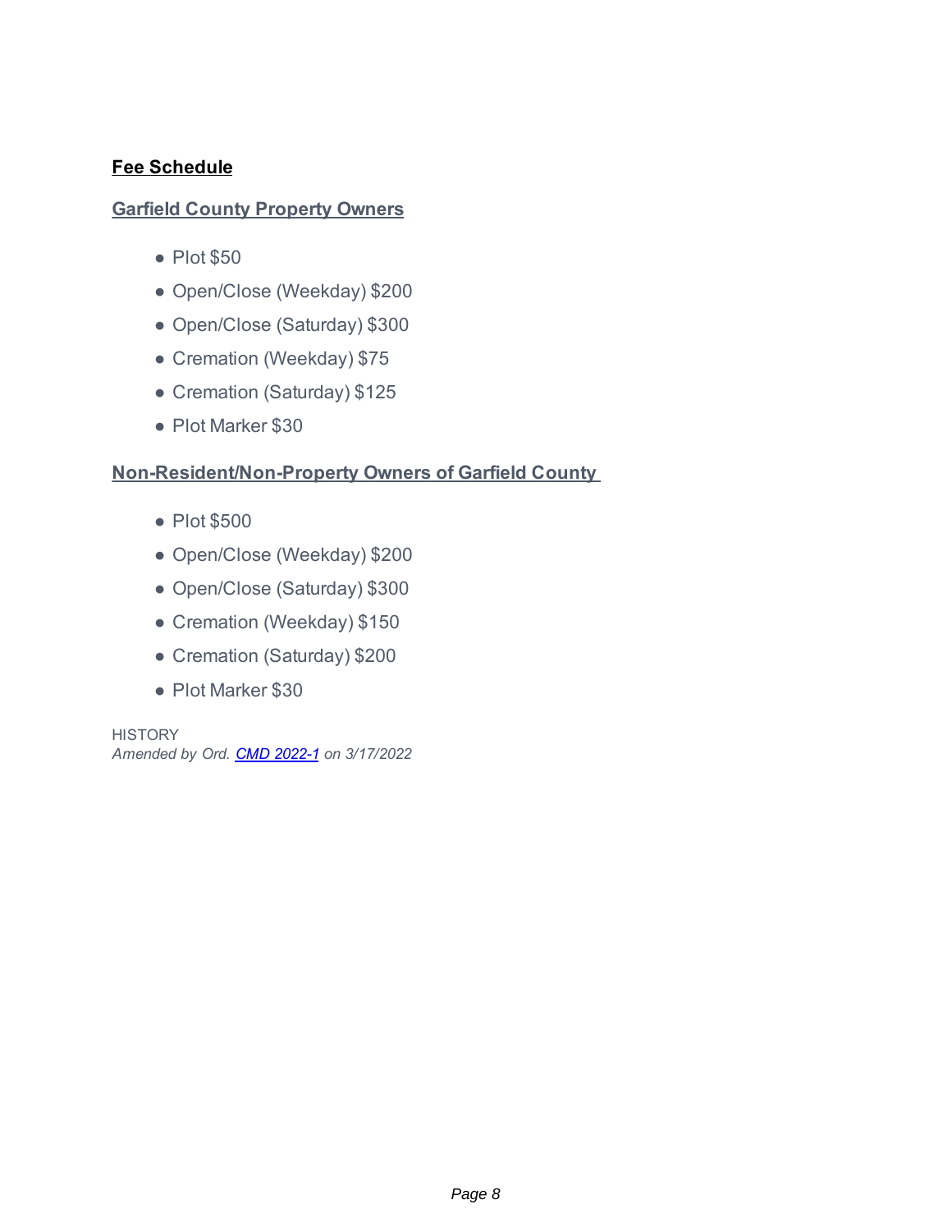## Fee Schedule

### Garfield County Property Owners

- Plot $50
- Open/Close (Weekday) $200
- Open/Close (Saturday) $300
- Cremation (Weekday) $75
- Cremation (Saturday) $125
- Plot Marker $30

### Non-Resident/Non-Property Owners of Garfield County

- Plot $500
- Open/Close (Weekday) $200
- Open/Close (Saturday) $300
- Cremation (Weekday) $150
- Cremation (Saturday) $200
- Plot Marker $30

HISTORY
*Amended by Ord. CMD 2022-1 on 3/17/2022*